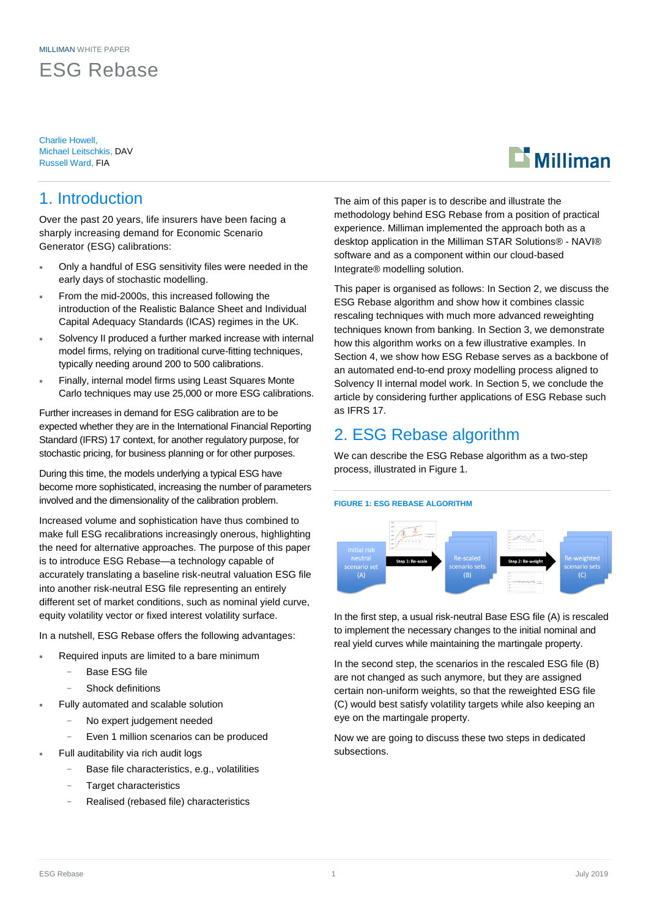MILLIMAN WHITE PAPER

# ESG Rebase

Charlie Howell,
Michael Leitschkis, DAV
Russell Ward, FIA

## 1. Introduction

Over the past 20 years, life insurers have been facing a sharply increasing demand for Economic Scenario Generator (ESG) calibrations:

- Only a handful of ESG sensitivity files were needed in the early days of stochastic modelling.
- From the mid-2000s, this increased following the introduction of the Realistic Balance Sheet and Individual Capital Adequacy Standards (ICAS) regimes in the UK.
- Solvency II produced a further marked increase with internal model firms, relying on traditional curve-fitting techniques, typically needing around 200 to 500 calibrations.
- Finally, internal model firms using Least Squares Monte Carlo techniques may use 25,000 or more ESG calibrations.

Further increases in demand for ESG calibration are to be expected whether they are in the International Financial Reporting Standard (IFRS) 17 context, for another regulatory purpose, for stochastic pricing, for business planning or for other purposes.

During this time, the models underlying a typical ESG have become more sophisticated, increasing the number of parameters involved and the dimensionality of the calibration problem.

Increased volume and sophistication have thus combined to make full ESG recalibrations increasingly onerous, highlighting the need for alternative approaches. The purpose of this paper is to introduce ESG Rebase—a technology capable of accurately translating a baseline risk-neutral valuation ESG file into another risk-neutral ESG file representing an entirely different set of market conditions, such as nominal yield curve, equity volatility vector or fixed interest volatility surface.

In a nutshell, ESG Rebase offers the following advantages:

- Required inputs are limited to a bare minimum
  - Base ESG file
  - Shock definitions
- Fully automated and scalable solution
  - No expert judgement needed
  - Even 1 million scenarios can be produced
- Full auditability via rich audit logs
  - Base file characteristics, e.g., volatilities
  - Target characteristics
  - Realised (rebased file) characteristics

The aim of this paper is to describe and illustrate the methodology behind ESG Rebase from a position of practical experience. Milliman implemented the approach both as a desktop application in the Milliman STAR Solutions® - NAVI® software and as a component within our cloud-based Integrate® modelling solution.

This paper is organised as follows: In Section 2, we discuss the ESG Rebase algorithm and show how it combines classic rescaling techniques with much more advanced reweighting techniques known from banking. In Section 3, we demonstrate how this algorithm works on a few illustrative examples. In Section 4, we show how ESG Rebase serves as a backbone of an automated end-to-end proxy modelling process aligned to Solvency II internal model work. In Section 5, we conclude the article by considering further applications of ESG Rebase such as IFRS 17.

## 2. ESG Rebase algorithm

We can describe the ESG Rebase algorithm as a two-step process, illustrated in Figure 1.

**FIGURE 1: ESG REBASE ALGORITHM**

Initial risk neutral scenario set (A) → Step 1: Re-scale → Re-scaled scenario sets (B) → Step 2: Re-weight → Re-weighted scenario sets (C)

In the first step, a usual risk-neutral Base ESG file (A) is rescaled to implement the necessary changes to the initial nominal and real yield curves while maintaining the martingale property.

In the second step, the scenarios in the rescaled ESG file (B) are not changed as such anymore, but they are assigned certain non-uniform weights, so that the reweighted ESG file (C) would best satisfy volatility targets while also keeping an eye on the martingale property.

Now we are going to discuss these two steps in dedicated subsections.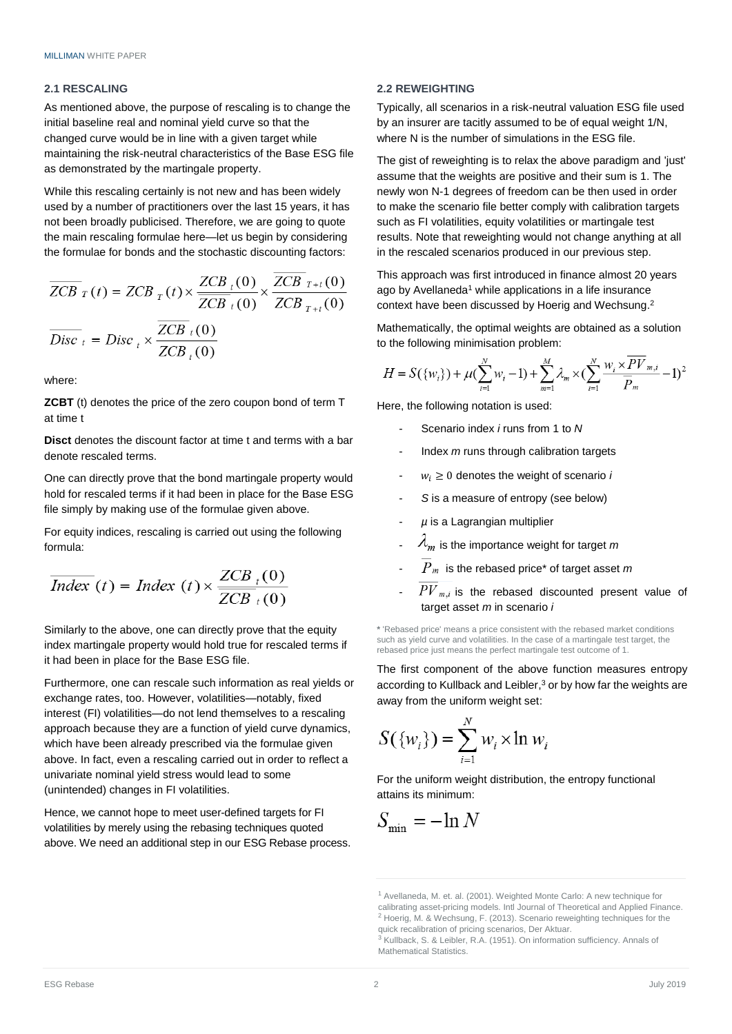## 2.1 RESCALING

As mentioned above, the purpose of rescaling is to change the initial baseline real and nominal yield curve so that the changed curve would be in line with a given target while maintaining the risk-neutral characteristics of the Base ESG file as demonstrated by the martingale property.

While this rescaling certainly is not new and has been widely used by a number of practitioners over the last 15 years, it has not been broadly publicised. Therefore, we are going to quote the main rescaling formulae here—let us begin by considering the formulae for bonds and the stochastic discounting factors:

$$\overline{ZCB}_T(t) = ZCB_T(t) \times \frac{ZCB_t(0)}{\overline{ZCB}_t(0)} \times \frac{\overline{ZCB}_{T+t}(0)}{ZCB_{T+t}(0)}$$

$$\overline{Disc}_t = Disc_t \times \frac{\overline{ZCB}_t(0)}{ZCB_t(0)}$$

where:

**ZCBT** (t) denotes the price of the zero coupon bond of term T at time t

**Disct** denotes the discount factor at time t and terms with a bar denote rescaled terms.

One can directly prove that the bond martingale property would hold for rescaled terms if it had been in place for the Base ESG file simply by making use of the formulae given above.

For equity indices, rescaling is carried out using the following formula:

$$\overline{Index}(t) = Index(t) \times \frac{ZCB_t(0)}{\overline{ZCB}_t(0)}$$

Similarly to the above, one can directly prove that the equity index martingale property would hold true for rescaled terms if it had been in place for the Base ESG file.

Furthermore, one can rescale such information as real yields or exchange rates, too. However, volatilities—notably, fixed interest (FI) volatilities—do not lend themselves to a rescaling approach because they are a function of yield curve dynamics, which have been already prescribed via the formulae given above. In fact, even a rescaling carried out in order to reflect a univariate nominal yield stress would lead to some (unintended) changes in FI volatilities.

Hence, we cannot hope to meet user-defined targets for FI volatilities by merely using the rebasing techniques quoted above. We need an additional step in our ESG Rebase process.

## 2.2 REWEIGHTING

Typically, all scenarios in a risk-neutral valuation ESG file used by an insurer are tacitly assumed to be of equal weight 1/N, where N is the number of simulations in the ESG file.

The gist of reweighting is to relax the above paradigm and 'just' assume that the weights are positive and their sum is 1. The newly won N-1 degrees of freedom can be then used in order to make the scenario file better comply with calibration targets such as FI volatilities, equity volatilities or martingale test results. Note that reweighting would not change anything at all in the rescaled scenarios produced in our previous step.

This approach was first introduced in finance almost 20 years ago by Avellaneda[1] while applications in a life insurance context have been discussed by Hoerig and Wechsung.[2]

Mathematically, the optimal weights are obtained as a solution to the following minimisation problem:

$$H = S(\{w_i\}) + \mu\left(\sum_{i=1}^{N} w_i - 1\right) + \sum_{m=1}^{M} \lambda_m \times \left(\sum_{i=1}^{N} \frac{w_i \times \overline{PV}_{m,i}}{\overline{P}_m} - 1\right)^2$$

Here, the following notation is used:

- Scenario index $i$ runs from 1 to $N$
- Index $m$ runs through calibration targets
- $w_i \geq 0$ denotes the weight of scenario $i$
- $S$ is a measure of entropy (see below)
- $\mu$ is a Lagrangian multiplier
- $\lambda_m$ is the importance weight for target $m$
- $\overline{P}_m$ is the rebased price* of target asset $m$
- $\overline{PV}_{m,i}$ is the rebased discounted present value of target asset $m$ in scenario $i$

* 'Rebased price' means a price consistent with the rebased market conditions such as yield curve and volatilities. In the case of a martingale test target, the rebased price just means the perfect martingale test outcome of 1.

The first component of the above function measures entropy according to Kullback and Leibler,[3] or by how far the weights are away from the uniform weight set:

$$S(\{w_i\}) = \sum_{i=1}^{N} w_i \times \ln w_i$$

For the uniform weight distribution, the entropy functional attains its minimum:

$$S_{\min} = -\ln N$$

[1] Avellaneda, M. et. al. (2001). Weighted Monte Carlo: A new technique for calibrating asset-pricing models. Intl Journal of Theoretical and Applied Finance.

[2] Hoerig, M. & Wechsung, F. (2013). Scenario reweighting techniques for the quick recalibration of pricing scenarios, Der Aktuar.

[3] Kullback, S. & Leibler, R.A. (1951). On information sufficiency. Annals of Mathematical Statistics.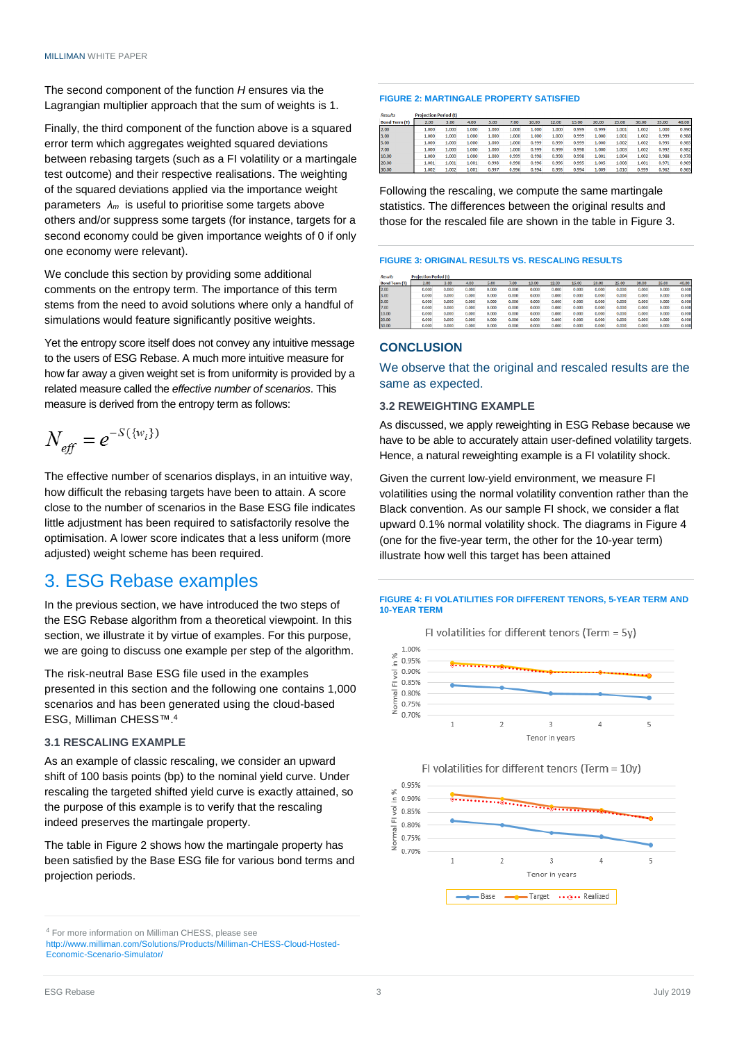The second component of the function *H* ensures via the Lagrangian multiplier approach that the sum of weights is 1.

Finally, the third component of the function above is a squared error term which aggregates weighted squared deviations between rebasing targets (such as a FI volatility or a martingale test outcome) and their respective realisations. The weighting of the squared deviations applied via the importance weight parameters $\lambda_m$ is useful to prioritise some targets above others and/or suppress some targets (for instance, targets for a second economy could be given importance weights of 0 if only one economy were relevant).

We conclude this section by providing some additional comments on the entropy term. The importance of this term stems from the need to avoid solutions where only a handful of simulations would feature significantly positive weights.

Yet the entropy score itself does not convey any intuitive message to the users of ESG Rebase. A much more intuitive measure for how far away a given weight set is from uniformity is provided by a related measure called the *effective number of scenarios*. This measure is derived from the entropy term as follows:

$$N_{eff} = e^{-S(\{w_i\})}$$

The effective number of scenarios displays, in an intuitive way, how difficult the rebasing targets have been to attain. A score close to the number of scenarios in the Base ESG file indicates little adjustment has been required to satisfactorily resolve the optimisation. A lower score indicates that a less uniform (more adjusted) weight scheme has been required.

# 3. ESG Rebase examples

In the previous section, we have introduced the two steps of the ESG Rebase algorithm from a theoretical viewpoint. In this section, we illustrate it by virtue of examples. For this purpose, we are going to discuss one example per step of the algorithm.

The risk-neutral Base ESG file used in the examples presented in this section and the following one contains 1,000 scenarios and has been generated using the cloud-based ESG, Milliman CHESS™.[4]

### 3.1 RESCALING EXAMPLE

As an example of classic rescaling, we consider an upward shift of 100 basis points (bp) to the nominal yield curve. Under rescaling the targeted shifted yield curve is exactly attained, so the purpose of this example is to verify that the rescaling indeed preserves the martingale property.

The table in Figure 2 shows how the martingale property has been satisfied by the Base ESG file for various bond terms and projection periods.

**FIGURE 2: MARTINGALE PROPERTY SATISFIED**

| Results | Projection Period (t) | | | | | | | | | | | | |
|---|---|---|---|---|---|---|---|---|---|---|---|---|---|
| Bond Term (T) | 2.00 | 3.00 | 4.00 | 5.00 | 7.00 | 10.00 | 12.00 | 15.00 | 20.00 | 25.00 | 30.00 | 35.00 | 40.00 |
| 2.00 | 1.000 | 1.000 | 1.000 | 1.000 | 1.000 | 1.000 | 1.000 | 0.999 | 0.999 | 1.001 | 1.002 | 1.000 | 0.990 |
| 3.00 | 1.000 | 1.000 | 1.000 | 1.000 | 1.000 | 1.000 | 0.999 | 0.999 | 1.000 | 1.001 | 1.002 | 0.999 | 0.988 |
| 5.00 | 1.000 | 1.000 | 1.000 | 1.000 | 1.000 | 0.999 | 0.999 | 0.999 | 1.000 | 1.002 | 1.002 | 0.995 | 0.985 |
| 7.00 | 1.000 | 1.000 | 1.000 | 1.000 | 1.000 | 0.999 | 0.999 | 0.998 | 1.000 | 1.003 | 1.002 | 0.992 | 0.982 |
| 10.00 | 1.000 | 1.000 | 1.000 | 1.000 | 0.999 | 0.998 | 0.998 | 0.998 | 1.001 | 1.004 | 1.002 | 0.988 | 0.978 |
| 20.00 | 1.001 | 1.001 | 1.001 | 0.998 | 0.998 | 0.996 | 0.996 | 0.995 | 1.005 | 1.008 | 1.001 | 0.971 | 0.969 |
| 30.00 | 1.002 | 1.002 | 1.001 | 0.997 | 0.996 | 0.994 | 0.993 | 0.994 | 1.009 | 1.010 | 0.999 | 0.962 | 0.965 |

Following the rescaling, we compute the same martingale statistics. The differences between the original results and those for the rescaled file are shown in the table in Figure 3.

**FIGURE 3: ORIGINAL RESULTS VS. RESCALING RESULTS**

| Results | Projection Period (t) | | | | | | | | | | | | |
|---|---|---|---|---|---|---|---|---|---|---|---|---|---|
| Bond Term (T) | 2.00 | 3.00 | 4.00 | 5.00 | 7.00 | 10.00 | 12.00 | 15.00 | 20.00 | 25.00 | 30.00 | 35.00 | 40.00 |
| 2.00 | 0.000 | 0.000 | 0.000 | 0.000 | 0.000 | 0.000 | 0.000 | 0.000 | 0.000 | 0.000 | 0.000 | 0.000 | 0.000 |
| 3.00 | 0.000 | 0.000 | 0.000 | 0.000 | 0.000 | 0.000 | 0.000 | 0.000 | 0.000 | 0.000 | 0.000 | 0.000 | 0.000 |
| 5.00 | 0.000 | 0.000 | 0.000 | 0.000 | 0.000 | 0.000 | 0.000 | 0.000 | 0.000 | 0.000 | 0.000 | 0.000 | 0.000 |
| 7.00 | 0.000 | 0.000 | 0.000 | 0.000 | 0.000 | 0.000 | 0.000 | 0.000 | 0.000 | 0.000 | 0.000 | 0.000 | 0.000 |
| 10.00 | 0.000 | 0.000 | 0.000 | 0.000 | 0.000 | 0.000 | 0.000 | 0.000 | 0.000 | 0.000 | 0.000 | 0.000 | 0.000 |
| 20.00 | 0.000 | 0.000 | 0.000 | 0.000 | 0.000 | 0.000 | 0.000 | 0.000 | 0.000 | 0.000 | 0.000 | 0.000 | 0.000 |
| 30.00 | 0.000 | 0.000 | 0.000 | 0.000 | 0.000 | 0.000 | 0.000 | 0.000 | 0.000 | 0.000 | 0.000 | 0.000 | 0.000 |

### CONCLUSION

We observe that the original and rescaled results are the same as expected.

### 3.2 REWEIGHTING EXAMPLE

As discussed, we apply reweighting in ESG Rebase because we have to be able to accurately attain user-defined volatility targets. Hence, a natural reweighting example is a FI volatility shock.

Given the current low-yield environment, we measure FI volatilities using the normal volatility convention rather than the Black convention. As our sample FI shock, we consider a flat upward 0.1% normal volatility shock. The diagrams in Figure 4 (one for the five-year term, the other for the 10-year term) illustrate how well this target has been attained

**FIGURE 4: FI VOLATILITIES FOR DIFFERENT TENORS, 5-YEAR TERM AND 10-YEAR TERM**

---

[4] For more information on Milliman CHESS, please see http://www.milliman.com/Solutions/Products/Milliman-CHESS-Cloud-Hosted-Economic-Scenario-Simulator/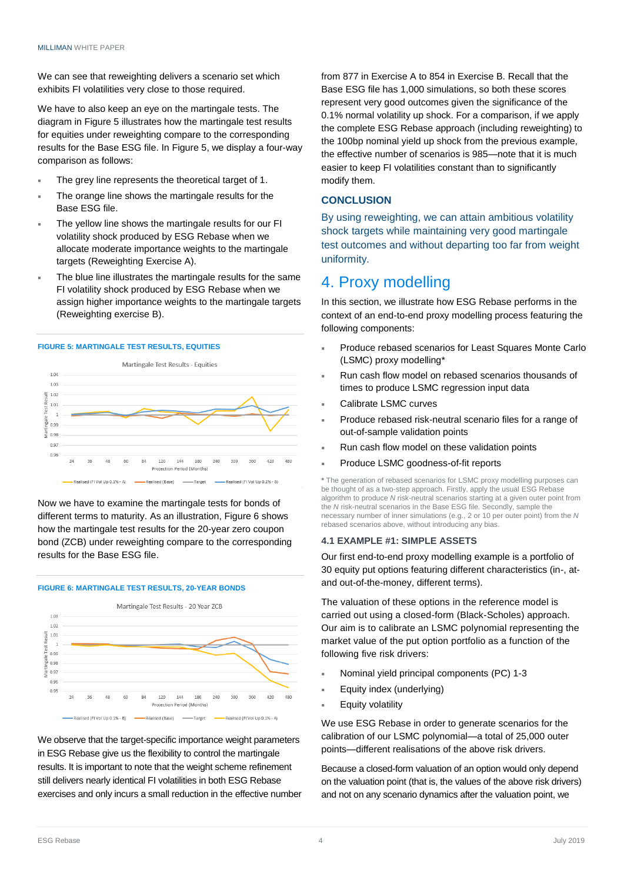We can see that reweighting delivers a scenario set which exhibits FI volatilities very close to those required.

We have to also keep an eye on the martingale tests. The diagram in Figure 5 illustrates how the martingale test results for equities under reweighting compare to the corresponding results for the Base ESG file. In Figure 5, we display a four-way comparison as follows:

- The grey line represents the theoretical target of 1.
- The orange line shows the martingale results for the Base ESG file.
- The yellow line shows the martingale results for our FI volatility shock produced by ESG Rebase when we allocate moderate importance weights to the martingale targets (Reweighting Exercise A).
- The blue line illustrates the martingale results for the same FI volatility shock produced by ESG Rebase when we assign higher importance weights to the martingale targets (Reweighting exercise B).

**FIGURE 5: MARTINGALE TEST RESULTS, EQUITIES**

Now we have to examine the martingale tests for bonds of different terms to maturity. As an illustration, Figure 6 shows how the martingale test results for the 20-year zero coupon bond (ZCB) under reweighting compare to the corresponding results for the Base ESG file.

**FIGURE 6: MARTINGALE TEST RESULTS, 20-YEAR BONDS**

We observe that the target-specific importance weight parameters in ESG Rebase give us the flexibility to control the martingale results. It is important to note that the weight scheme refinement still delivers nearly identical FI volatilities in both ESG Rebase exercises and only incurs a small reduction in the effective number from 877 in Exercise A to 854 in Exercise B. Recall that the Base ESG file has 1,000 simulations, so both these scores represent very good outcomes given the significance of the 0.1% normal volatility up shock. For a comparison, if we apply the complete ESG Rebase approach (including reweighting) to the 100bp nominal yield up shock from the previous example, the effective number of scenarios is 985—note that it is much easier to keep FI volatilities constant than to significantly modify them.

### CONCLUSION

By using reweighting, we can attain ambitious volatility shock targets while maintaining very good martingale test outcomes and without departing too far from weight uniformity.

## 4. Proxy modelling

In this section, we illustrate how ESG Rebase performs in the context of an end-to-end proxy modelling process featuring the following components:

- Produce rebased scenarios for Least Squares Monte Carlo (LSMC) proxy modelling*
- Run cash flow model on rebased scenarios thousands of times to produce LSMC regression input data
- Calibrate LSMC curves
- Produce rebased risk-neutral scenario files for a range of out-of-sample validation points
- Run cash flow model on these validation points
- Produce LSMC goodness-of-fit reports

* The generation of rebased scenarios for LSMC proxy modelling purposes can be thought of as a two-step approach. Firstly, apply the usual ESG Rebase algorithm to produce *N* risk-neutral scenarios starting at a given outer point from the *N* risk-neutral scenarios in the Base ESG file. Secondly, sample the necessary number of inner simulations (e.g., 2 or 10 per outer point) from the *N* rebased scenarios above, without introducing any bias.

### 4.1 EXAMPLE #1: SIMPLE ASSETS

Our first end-to-end proxy modelling example is a portfolio of 30 equity put options featuring different characteristics (in-, at- and out-of-the-money, different terms).

The valuation of these options in the reference model is carried out using a closed-form (Black-Scholes) approach. Our aim is to calibrate an LSMC polynomial representing the market value of the put option portfolio as a function of the following five risk drivers:

- Nominal yield principal components (PC) 1-3
- Equity index (underlying)
- Equity volatility

We use ESG Rebase in order to generate scenarios for the calibration of our LSMC polynomial—a total of 25,000 outer points—different realisations of the above risk drivers.

Because a closed-form valuation of an option would only depend on the valuation point (that is, the values of the above risk drivers) and not on any scenario dynamics after the valuation point, we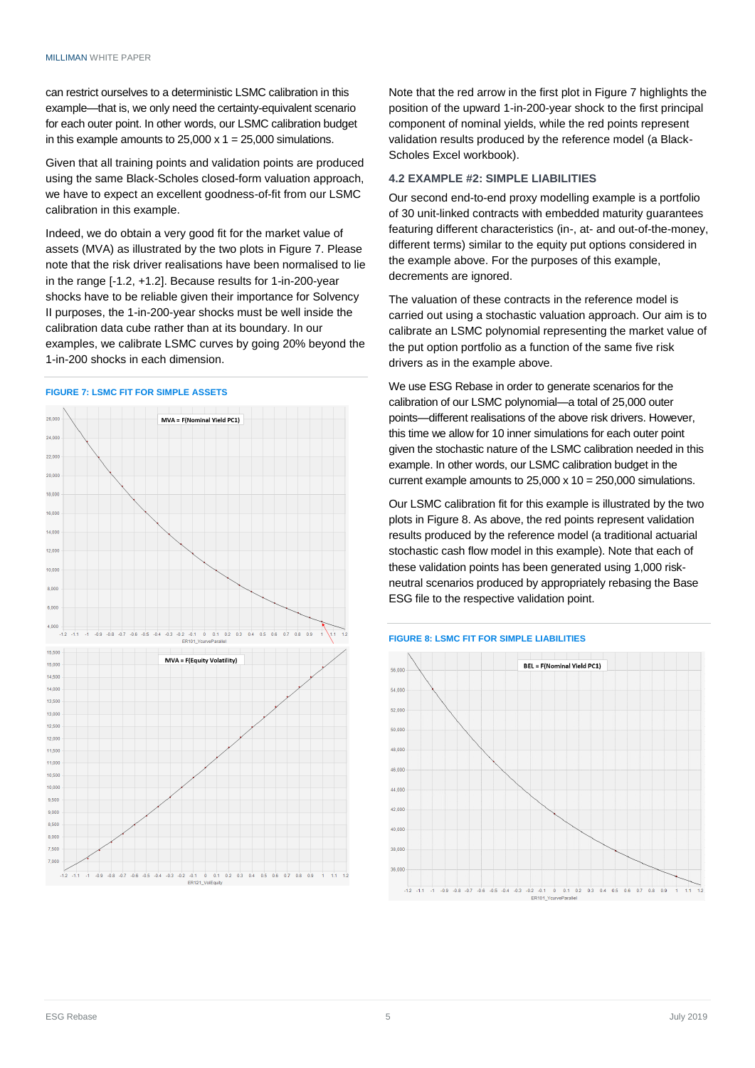can restrict ourselves to a deterministic LSMC calibration in this example—that is, we only need the certainty-equivalent scenario for each outer point. In other words, our LSMC calibration budget in this example amounts to 25,000 x 1 = 25,000 simulations.

Given that all training points and validation points are produced using the same Black-Scholes closed-form valuation approach, we have to expect an excellent goodness-of-fit from our LSMC calibration in this example.

Indeed, we do obtain a very good fit for the market value of assets (MVA) as illustrated by the two plots in Figure 7. Please note that the risk driver realisations have been normalised to lie in the range [-1.2, +1.2]. Because results for 1-in-200-year shocks have to be reliable given their importance for Solvency II purposes, the 1-in-200-year shocks must be well inside the calibration data cube rather than at its boundary. In our examples, we calibrate LSMC curves by going 20% beyond the 1-in-200 shocks in each dimension.

**FIGURE 7: LSMC FIT FOR SIMPLE ASSETS**

Note that the red arrow in the first plot in Figure 7 highlights the position of the upward 1-in-200-year shock to the first principal component of nominal yields, while the red points represent validation results produced by the reference model (a Black-Scholes Excel workbook).

### 4.2 EXAMPLE #2: SIMPLE LIABILITIES

Our second end-to-end proxy modelling example is a portfolio of 30 unit-linked contracts with embedded maturity guarantees featuring different characteristics (in-, at- and out-of-the-money, different terms) similar to the equity put options considered in the example above. For the purposes of this example, decrements are ignored.

The valuation of these contracts in the reference model is carried out using a stochastic valuation approach. Our aim is to calibrate an LSMC polynomial representing the market value of the put option portfolio as a function of the same five risk drivers as in the example above.

We use ESG Rebase in order to generate scenarios for the calibration of our LSMC polynomial—a total of 25,000 outer points—different realisations of the above risk drivers. However, this time we allow for 10 inner simulations for each outer point given the stochastic nature of the LSMC calibration needed in this example. In other words, our LSMC calibration budget in the current example amounts to 25,000 x 10 = 250,000 simulations.

Our LSMC calibration fit for this example is illustrated by the two plots in Figure 8. As above, the red points represent validation results produced by the reference model (a traditional actuarial stochastic cash flow model in this example). Note that each of these validation points has been generated using 1,000 risk-neutral scenarios produced by appropriately rebasing the Base ESG file to the respective validation point.

**FIGURE 8: LSMC FIT FOR SIMPLE LIABILITIES**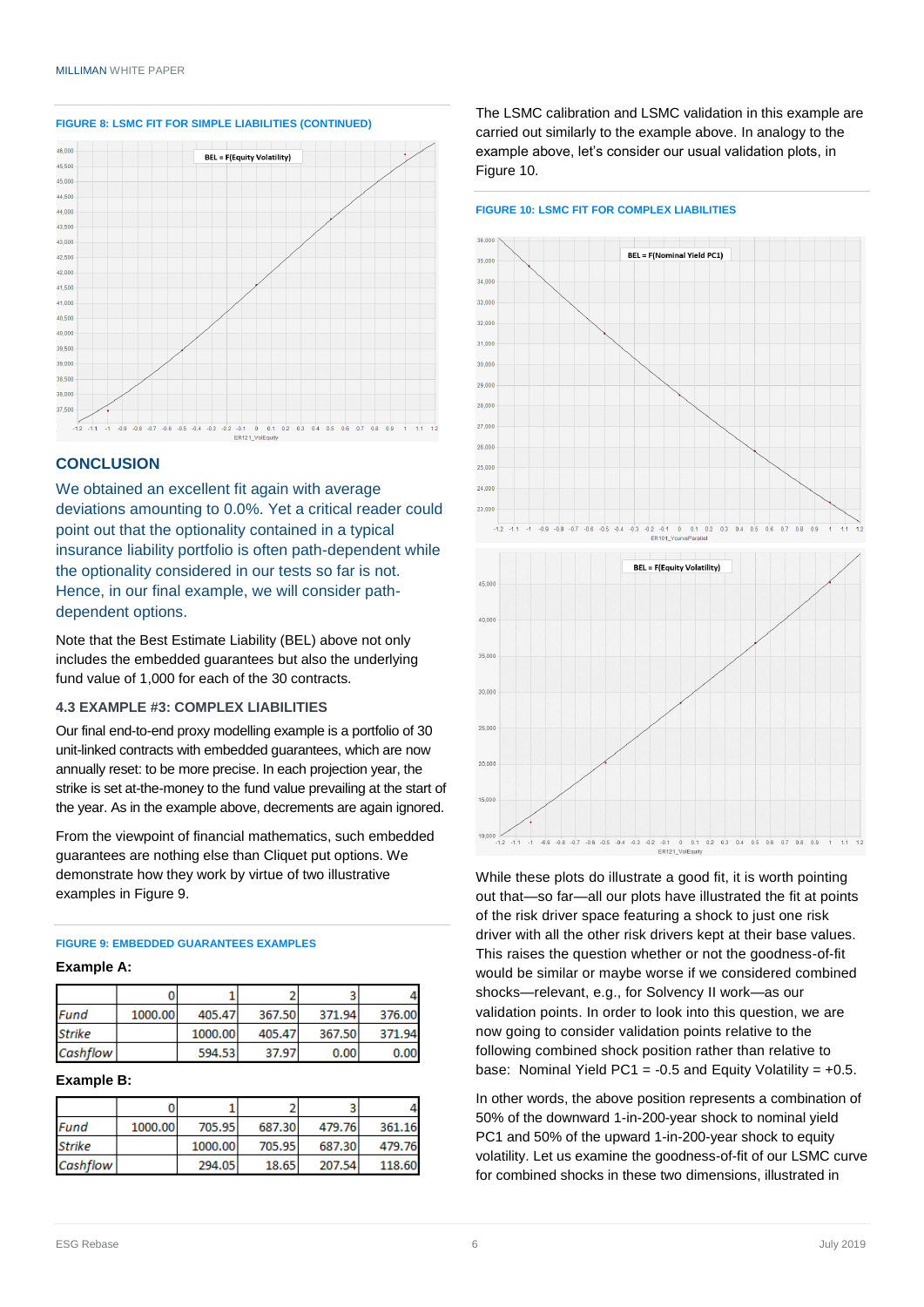**FIGURE 8: LSMC FIT FOR SIMPLE LIABILITIES (CONTINUED)**

## CONCLUSION

We obtained an excellent fit again with average deviations amounting to 0.0%. Yet a critical reader could point out that the optionality contained in a typical insurance liability portfolio is often path-dependent while the optionality considered in our tests so far is not. Hence, in our final example, we will consider path-dependent options.

Note that the Best Estimate Liability (BEL) above not only includes the embedded guarantees but also the underlying fund value of 1,000 for each of the 30 contracts.

### 4.3 EXAMPLE #3: COMPLEX LIABILITIES

Our final end-to-end proxy modelling example is a portfolio of 30 unit-linked contracts with embedded guarantees, which are now annually reset: to be more precise. In each projection year, the strike is set at-the-money to the fund value prevailing at the start of the year. As in the example above, decrements are again ignored.

From the viewpoint of financial mathematics, such embedded guarantees are nothing else than Cliquet put options. We demonstrate how they work by virtue of two illustrative examples in Figure 9.

**FIGURE 9: EMBEDDED GUARANTEES EXAMPLES**

**Example A:**

| | 0 | 1 | 2 | 3 | 4 |
|---|---|---|---|---|---|
| *Fund* | 1000.00 | 405.47 | 367.50 | 371.94 | 376.00 |
| *Strike* | | 1000.00 | 405.47 | 367.50 | 371.94 |
| *Cashflow* | | 594.53 | 37.97 | 0.00 | 0.00 |

**Example B:**

| | 0 | 1 | 2 | 3 | 4 |
|---|---|---|---|---|---|
| *Fund* | 1000.00 | 705.95 | 687.30 | 479.76 | 361.16 |
| *Strike* | | 1000.00 | 705.95 | 687.30 | 479.76 |
| *Cashflow* | | 294.05 | 18.65 | 207.54 | 118.60 |

The LSMC calibration and LSMC validation in this example are carried out similarly to the example above. In analogy to the example above, let's consider our usual validation plots, in Figure 10.

**FIGURE 10: LSMC FIT FOR COMPLEX LIABILITIES**

While these plots do illustrate a good fit, it is worth pointing out that—so far—all our plots have illustrated the fit at points of the risk driver space featuring a shock to just one risk driver with all the other risk drivers kept at their base values. This raises the question whether or not the goodness-of-fit would be similar or maybe worse if we considered combined shocks—relevant, e.g., for Solvency II work—as our validation points. In order to look into this question, we are now going to consider validation points relative to the following combined shock position rather than relative to base: Nominal Yield PC1 = -0.5 and Equity Volatility = +0.5.

In other words, the above position represents a combination of 50% of the downward 1-in-200-year shock to nominal yield PC1 and 50% of the upward 1-in-200-year shock to equity volatility. Let us examine the goodness-of-fit of our LSMC curve for combined shocks in these two dimensions, illustrated in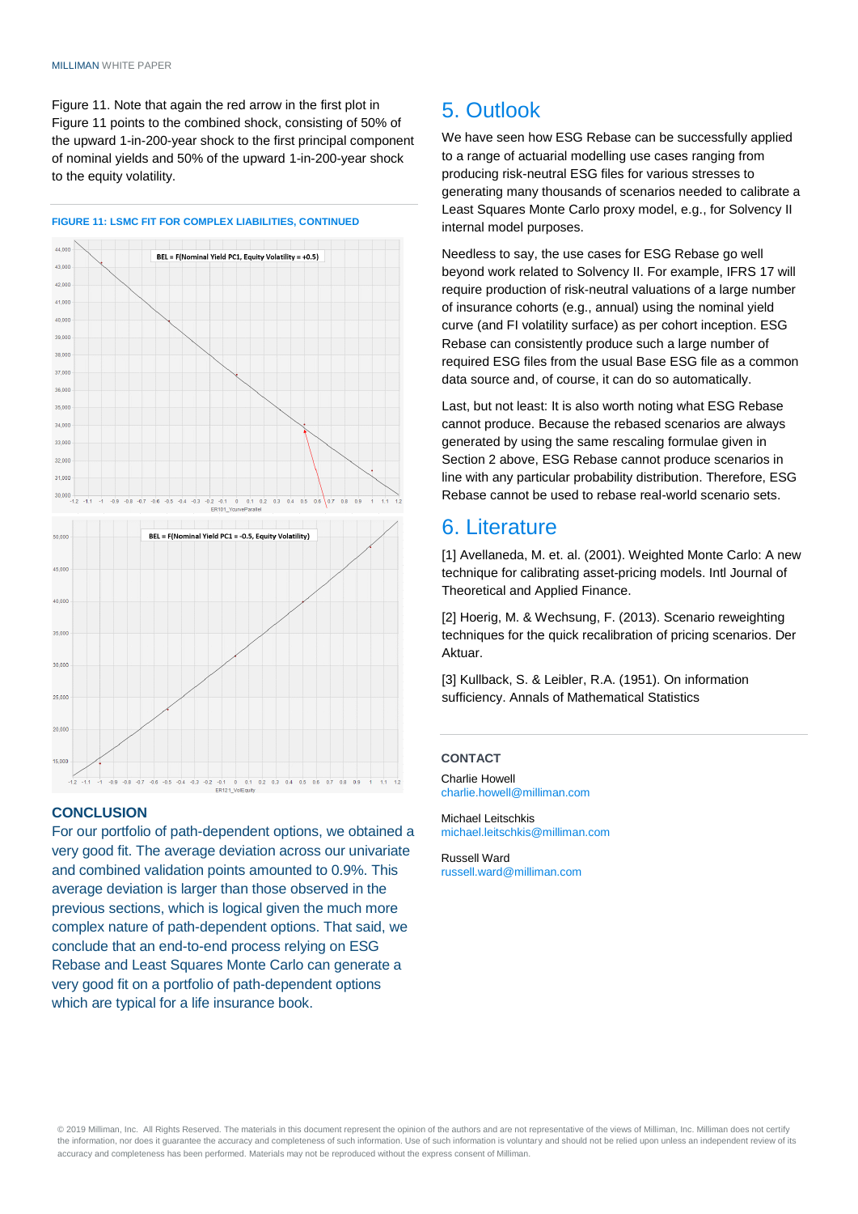Figure 11. Note that again the red arrow in the first plot in Figure 11 points to the combined shock, consisting of 50% of the upward 1-in-200-year shock to the first principal component of nominal yields and 50% of the upward 1-in-200-year shock to the equity volatility.

**FIGURE 11: LSMC FIT FOR COMPLEX LIABILITIES, CONTINUED**

BEL = F(Nominal Yield PC1, Equity Volatility = +0.5)

44,000
43,000
42,000
41,000
40,000
39,000
38,000
37,000
36,000
35,000
34,000
33,000
32,000
31,000
30,000

-1.2 -1.1 -1 -0.9 -0.8 -0.7 -0.6 -0.5 -0.4 -0.3 -0.2 -0.1 0 0.1 0.2 0.3 0.4 0.5 0.6 0.7 0.8 0.9 1 1.1 1.2

ER101_YcurveParallel

BEL = F(Nominal Yield PC1 = -0.5, Equity Volatility)

50,000
45,000
40,000
35,000
30,000
25,000
20,000
15,000

-1.2 -1.1 -1 -0.9 -0.8 -0.7 -0.6 -0.5 -0.4 -0.3 -0.2 -0.1 0 0.1 0.2 0.3 0.4 0.5 0.6 0.7 0.8 0.9 1 1.1 1.2

ER121_VolEquity

### CONCLUSION

For our portfolio of path-dependent options, we obtained a very good fit. The average deviation across our univariate and combined validation points amounted to 0.9%. This average deviation is larger than those observed in the previous sections, which is logical given the much more complex nature of path-dependent options. That said, we conclude that an end-to-end process relying on ESG Rebase and Least Squares Monte Carlo can generate a very good fit on a portfolio of path-dependent options which are typical for a life insurance book.

## 5. Outlook

We have seen how ESG Rebase can be successfully applied to a range of actuarial modelling use cases ranging from producing risk-neutral ESG files for various stresses to generating many thousands of scenarios needed to calibrate a Least Squares Monte Carlo proxy model, e.g., for Solvency II internal model purposes.

Needless to say, the use cases for ESG Rebase go well beyond work related to Solvency II. For example, IFRS 17 will require production of risk-neutral valuations of a large number of insurance cohorts (e.g., annual) using the nominal yield curve (and FI volatility surface) as per cohort inception. ESG Rebase can consistently produce such a large number of required ESG files from the usual Base ESG file as a common data source and, of course, it can do so automatically.

Last, but not least: It is also worth noting what ESG Rebase cannot produce. Because the rebased scenarios are always generated by using the same rescaling formulae given in Section 2 above, ESG Rebase cannot produce scenarios in line with any particular probability distribution. Therefore, ESG Rebase cannot be used to rebase real-world scenario sets.

## 6. Literature

[1] Avellaneda, M. et. al. (2001). Weighted Monte Carlo: A new technique for calibrating asset-pricing models. Intl Journal of Theoretical and Applied Finance.

[2] Hoerig, M. & Wechsung, F. (2013). Scenario reweighting techniques for the quick recalibration of pricing scenarios. Der Aktuar.

[3] Kullback, S. & Leibler, R.A. (1951). On information sufficiency. Annals of Mathematical Statistics

### CONTACT

Charlie Howell
charlie.howell@milliman.com

Michael Leitschkis
michael.leitschkis@milliman.com

Russell Ward
russell.ward@milliman.com

© 2019 Milliman, Inc. All Rights Reserved. The materials in this document represent the opinion of the authors and are not representative of the views of Milliman, Inc. Milliman does not certify the information, nor does it guarantee the accuracy and completeness of such information. Use of such information is voluntary and should not be relied upon unless an independent review of its accuracy and completeness has been performed. Materials may not be reproduced without the express consent of Milliman.